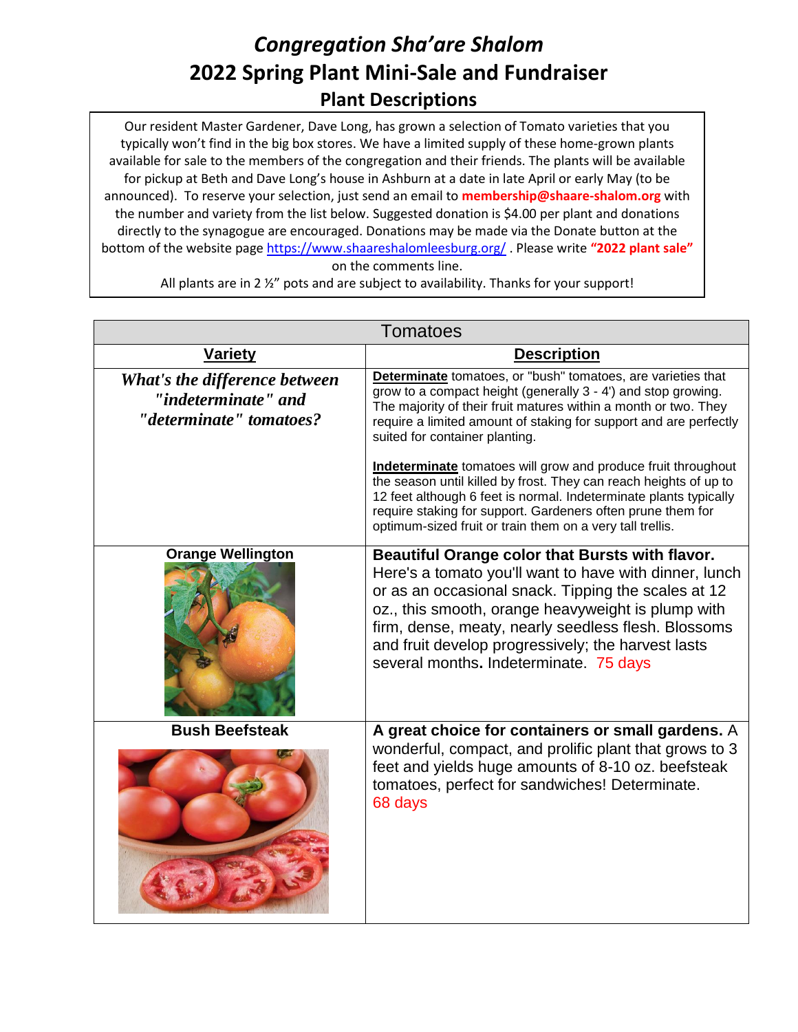# *Congregation Sha'are Shalom*

# 2022 Spring Plant Mini-Sale and Fundraiser

## Plant Descriptions

Our resident Master Gardener, Dave Long, has grown a selection of Tomato varieties that you typically won't find in the big box stores. We have a limited supply of these home-grown plants available for sale to the members of the congregation and their friends. The plants will be available for pickup at Beth and Dave Long's house in Ashburn at a date in late April or early May (to be announced). To reserve your selection, just send an email to **membership@shaare-shalom.org** with the number and variety from the list below. Suggested donation is $4.00 per plant and donations directly to the synagogue are encouraged. Donations may be made via the Donate button at the bottom of the website page https://www.shaareshalomleesburg.org/ . Please write **"2022 plant sale"** on the comments line.

All plants are in 2 ½" pots and are subject to availability. Thanks for your support!

| Tomatoes | |
|---|---|
| **Variety** | **Description** |
| ***What's the difference between "indeterminate" and "determinate" tomatoes?*** | **Determinate** tomatoes, or "bush" tomatoes, are varieties that grow to a compact height (generally 3 - 4') and stop growing. The majority of their fruit matures within a month or two. They require a limited amount of staking for support and are perfectly suited for container planting. <br><br> **Indeterminate** tomatoes will grow and produce fruit throughout the season until killed by frost. They can reach heights of up to 12 feet although 6 feet is normal. Indeterminate plants typically require staking for support. Gardeners often prune them for optimum-sized fruit or train them on a very tall trellis. |
| **Orange Wellington** | **Beautiful Orange color that Bursts with flavor.** Here's a tomato you'll want to have with dinner, lunch or as an occasional snack. Tipping the scales at 12 oz., this smooth, orange heavyweight is plump with firm, dense, meaty, nearly seedless flesh. Blossoms and fruit develop progressively; the harvest lasts several months**.** Indeterminate. 75 days |
| **Bush Beefsteak** | **A great choice for containers or small gardens.** A wonderful, compact, and prolific plant that grows to 3 feet and yields huge amounts of 8-10 oz. beefsteak tomatoes, perfect for sandwiches! Determinate. 68 days |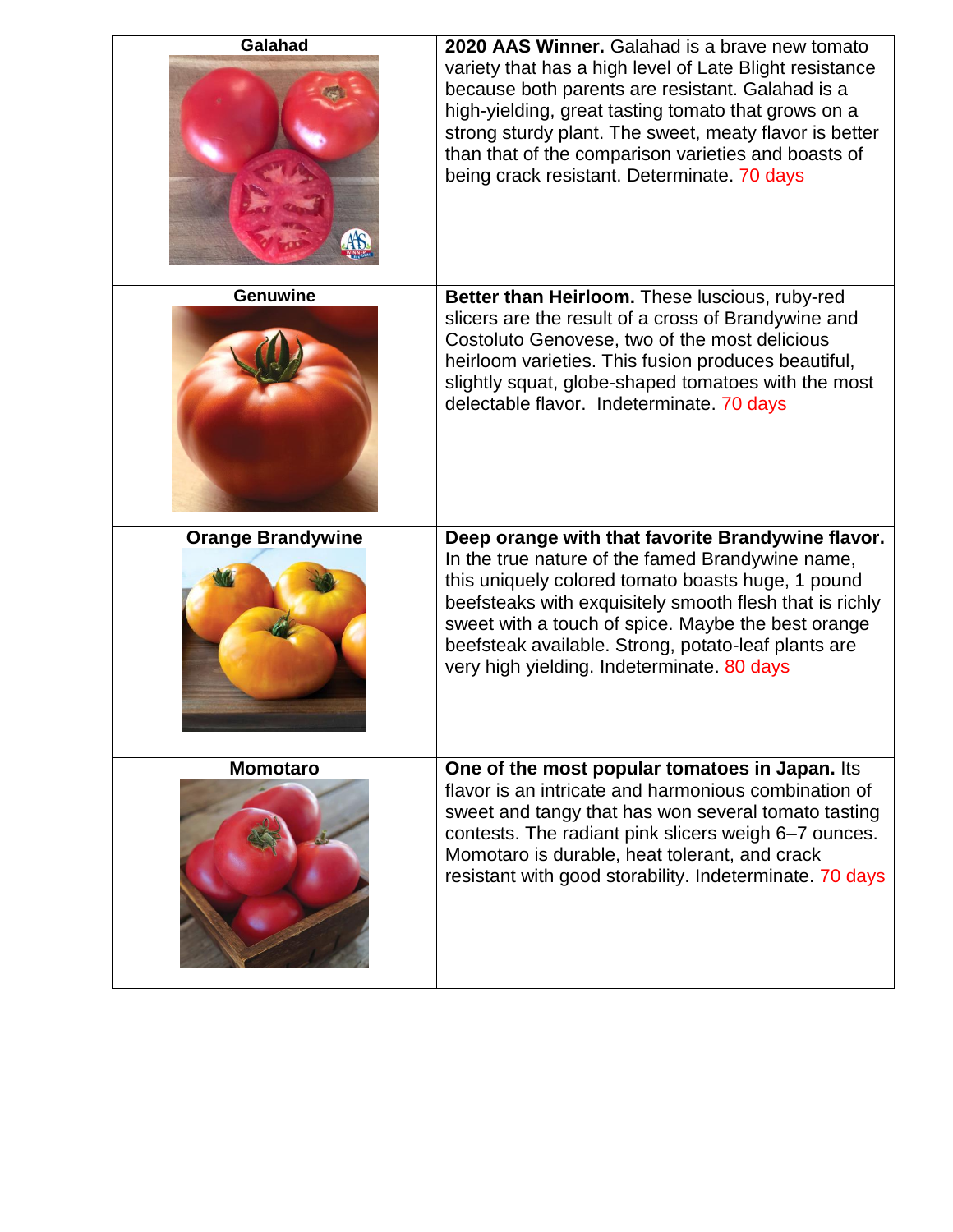| Variety | Description |
| --- | --- |
| **Galahad** | **2020 AAS Winner.** Galahad is a brave new tomato variety that has a high level of Late Blight resistance because both parents are resistant. Galahad is a high-yielding, great tasting tomato that grows on a strong sturdy plant. The sweet, meaty flavor is better than that of the comparison varieties and boasts of being crack resistant. Determinate. 70 days |
| **Genuwine** | **Better than Heirloom.** These luscious, ruby-red slicers are the result of a cross of Brandywine and Costoluto Genovese, two of the most delicious heirloom varieties. This fusion produces beautiful, slightly squat, globe-shaped tomatoes with the most delectable flavor. Indeterminate. 70 days |
| **Orange Brandywine** | **Deep orange with that favorite Brandywine flavor.** In the true nature of the famed Brandywine name, this uniquely colored tomato boasts huge, 1 pound beefsteaks with exquisitely smooth flesh that is richly sweet with a touch of spice. Maybe the best orange beefsteak available. Strong, potato-leaf plants are very high yielding. Indeterminate. 80 days |
| **Momotaro** | **One of the most popular tomatoes in Japan.** Its flavor is an intricate and harmonious combination of sweet and tangy that has won several tomato tasting contests. The radiant pink slicers weigh 6–7 ounces. Momotaro is durable, heat tolerant, and crack resistant with good storability. Indeterminate. 70 days |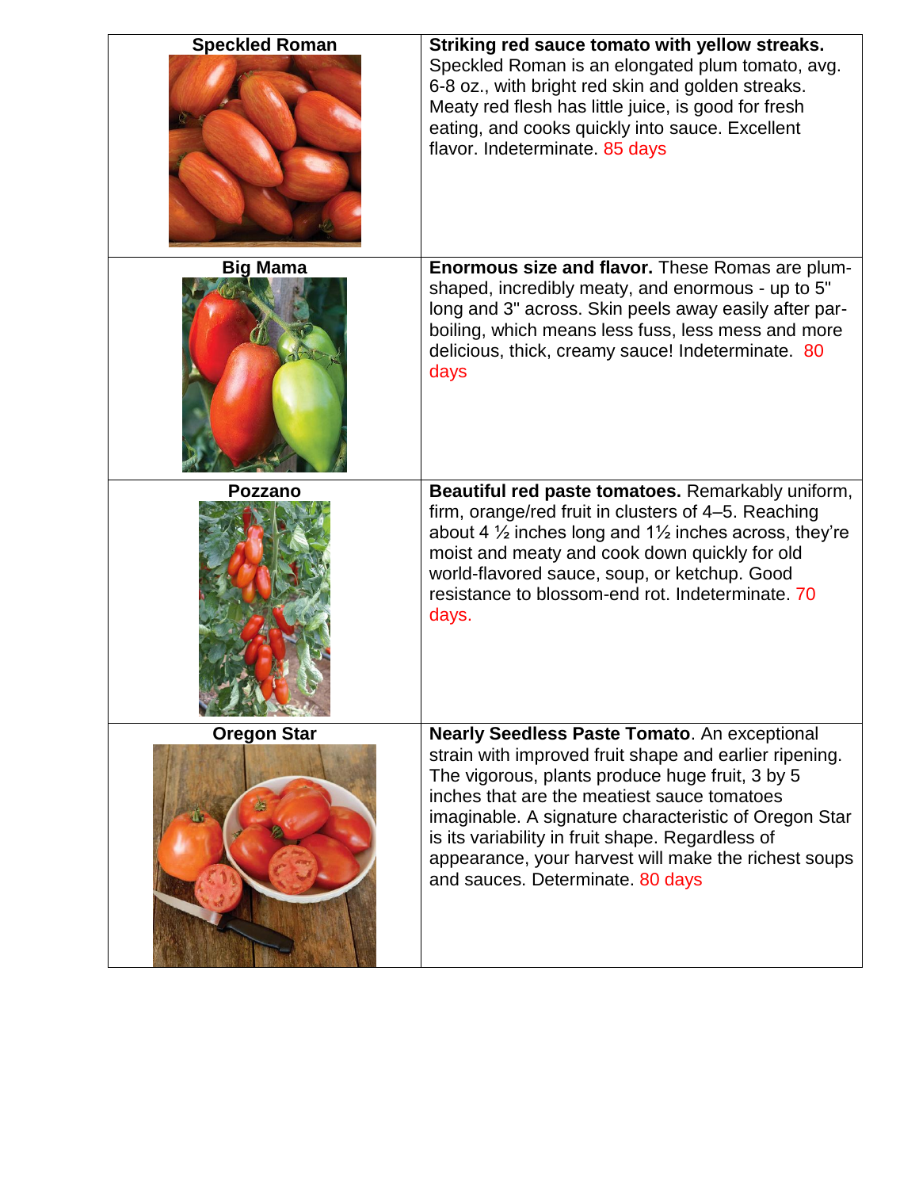| | |
|---|---|
| **Speckled Roman** | **Striking red sauce tomato with yellow streaks.** Speckled Roman is an elongated plum tomato, avg. 6-8 oz., with bright red skin and golden streaks. Meaty red flesh has little juice, is good for fresh eating, and cooks quickly into sauce. Excellent flavor. Indeterminate. 85 days |
| **Big Mama** | **Enormous size and flavor.** These Romas are plum-shaped, incredibly meaty, and enormous - up to 5" long and 3" across. Skin peels away easily after par-boiling, which means less fuss, less mess and more delicious, thick, creamy sauce! Indeterminate. 80 days |
| **Pozzano** | **Beautiful red paste tomatoes.** Remarkably uniform, firm, orange/red fruit in clusters of 4–5. Reaching about 4 ½ inches long and 1½ inches across, they're moist and meaty and cook down quickly for old world-flavored sauce, soup, or ketchup. Good resistance to blossom-end rot. Indeterminate. 70 days. |
| **Oregon Star** | **Nearly Seedless Paste Tomato**. An exceptional strain with improved fruit shape and earlier ripening. The vigorous, plants produce huge fruit, 3 by 5 inches that are the meatiest sauce tomatoes imaginable. A signature characteristic of Oregon Star is its variability in fruit shape. Regardless of appearance, your harvest will make the richest soups and sauces. Determinate. 80 days |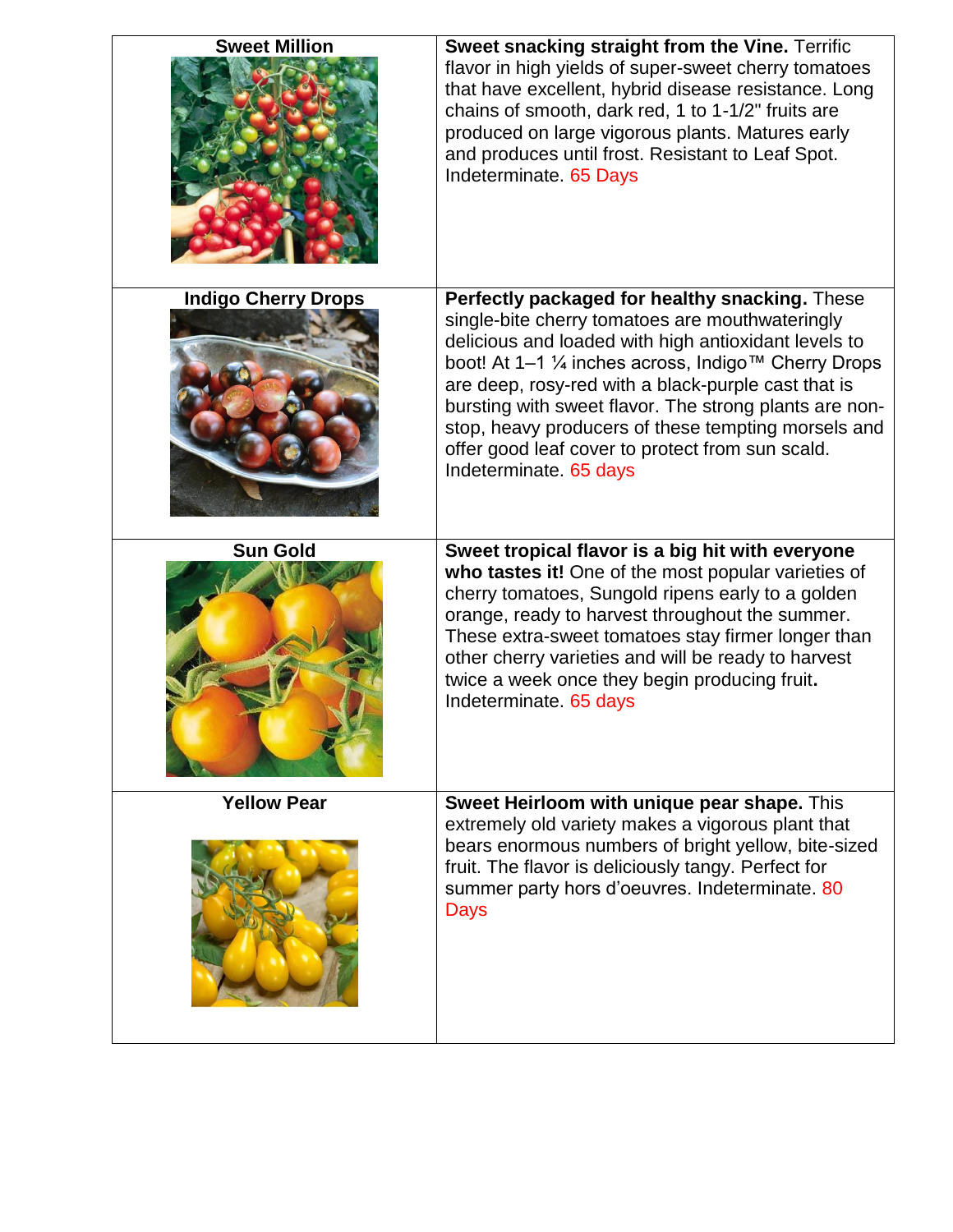| | |
|---|---|
| **Sweet Million** | **Sweet snacking straight from the Vine.** Terrific flavor in high yields of super-sweet cherry tomatoes that have excellent, hybrid disease resistance. Long chains of smooth, dark red, 1 to 1-1/2" fruits are produced on large vigorous plants. Matures early and produces until frost. Resistant to Leaf Spot. Indeterminate. 65 Days |
| **Indigo Cherry Drops** | **Perfectly packaged for healthy snacking.** These single-bite cherry tomatoes are mouthwateringly delicious and loaded with high antioxidant levels to boot! At 1–1 ¼ inches across, Indigo™ Cherry Drops are deep, rosy-red with a black-purple cast that is bursting with sweet flavor. The strong plants are non-stop, heavy producers of these tempting morsels and offer good leaf cover to protect from sun scald. Indeterminate. 65 days |
| **Sun Gold** | **Sweet tropical flavor is a big hit with everyone who tastes it!** One of the most popular varieties of cherry tomatoes, Sungold ripens early to a golden orange, ready to harvest throughout the summer. These extra-sweet tomatoes stay firmer longer than other cherry varieties and will be ready to harvest twice a week once they begin producing fruit. Indeterminate. 65 days |
| **Yellow Pear** | **Sweet Heirloom with unique pear shape.** This extremely old variety makes a vigorous plant that bears enormous numbers of bright yellow, bite-sized fruit. The flavor is deliciously tangy. Perfect for summer party hors d'oeuvres. Indeterminate. 80 Days |